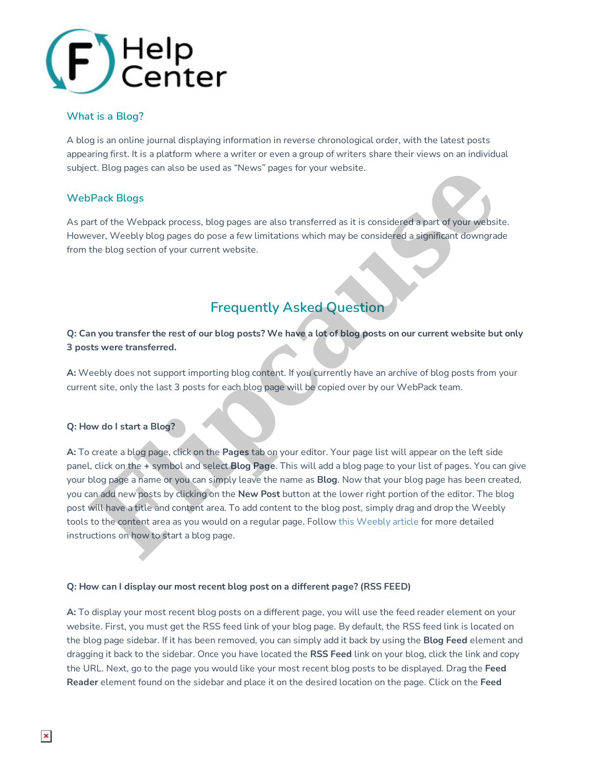# Help Center

## What is a Blog?

A blog is an online journal displaying information in reverse chronological order, with the latest posts appearing first. It is a platform where a writer or even a group of writers share their views on an individual subject. Blog pages can also be used as "News" pages for your website.

## WebPack Blogs

As part of the Webpack process, blog pages are also transferred as it is considered a part of your website. However, Weebly blog pages do pose a few limitations which may be considered a significant downgrade from the blog section of your current website.

## Frequently Asked Question

**Q: Can you transfer the rest of our blog posts? We have a lot of blog posts on our current website but only 3 posts were transferred.**

**A:** Weebly does not support importing blog content. If you currently have an archive of blog posts from your current site, only the last 3 posts for each blog page will be copied over by our WebPack team.

**Q: How do I start a Blog?**

**A:** To create a blog page, click on the **Pages** tab on your editor. Your page list will appear on the left side panel, click on the **+** symbol and select **Blog Page**. This will add a blog page to your list of pages. You can give your blog page a name or you can simply leave the name as **Blog**. Now that your blog page has been created, you can add new posts by clicking on the **New Post** button at the lower right portion of the editor. The blog post will have a title and content area. To add content to the blog post, simply drag and drop the Weebly tools to the content area as you would on a regular page. Follow this Weebly article for more detailed instructions on how to start a blog page.

**Q: How can I display our most recent blog post on a different page? (RSS FEED)**

**A:** To display your most recent blog posts on a different page, you will use the feed reader element on your website. First, you must get the RSS feed link of your blog page. By default, the RSS feed link is located on the blog page sidebar. If it has been removed, you can simply add it back by using the **Blog Feed** element and dragging it back to the sidebar. Once you have located the **RSS Feed** link on your blog, click the link and copy the URL. Next, go to the page you would like your most recent blog posts to be displayed. Drag the **Feed Reader** element found on the sidebar and place it on the desired location on the page. Click on the **Feed**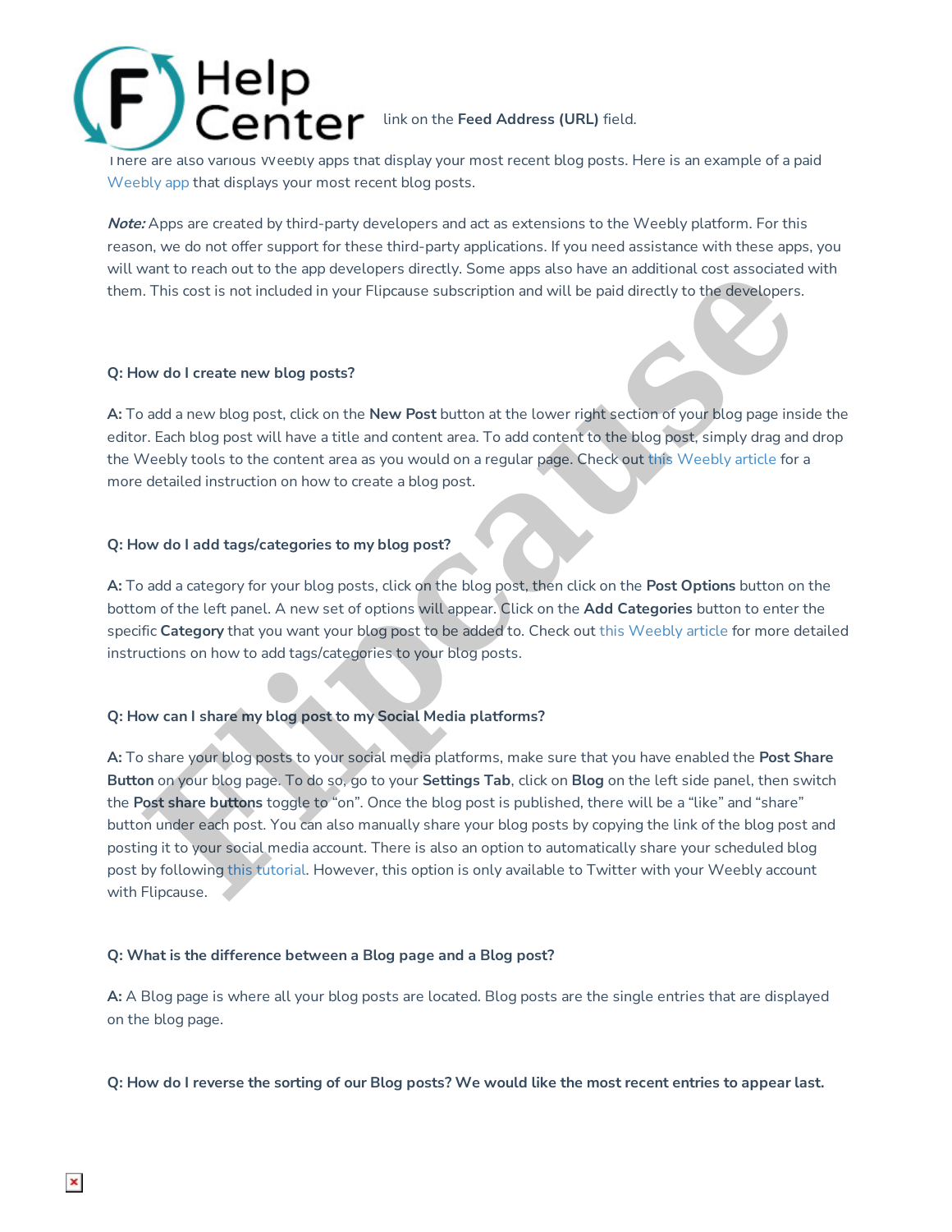link on the **Feed Address (URL)** field.

There are also various Weebly apps that display your most recent blog posts. Here is an example of a paid Weebly app that displays your most recent blog posts.

***Note:*** Apps are created by third-party developers and act as extensions to the Weebly platform. For this reason, we do not offer support for these third-party applications. If you need assistance with these apps, you will want to reach out to the app developers directly. Some apps also have an additional cost associated with them. This cost is not included in your Flipcause subscription and will be paid directly to the developers.

**Q: How do I create new blog posts?**

**A:** To add a new blog post, click on the **New Post** button at the lower right section of your blog page inside the editor. Each blog post will have a title and content area. To add content to the blog post, simply drag and drop the Weebly tools to the content area as you would on a regular page. Check out this Weebly article for a more detailed instruction on how to create a blog post.

**Q: How do I add tags/categories to my blog post?**

**A:** To add a category for your blog posts, click on the blog post, then click on the **Post Options** button on the bottom of the left panel. A new set of options will appear. Click on the **Add Categories** button to enter the specific **Category** that you want your blog post to be added to. Check out this Weebly article for more detailed instructions on how to add tags/categories to your blog posts.

**Q: How can I share my blog post to my Social Media platforms?**

**A:** To share your blog posts to your social media platforms, make sure that you have enabled the **Post Share Button** on your blog page. To do so, go to your **Settings Tab**, click on **Blog** on the left side panel, then switch the **Post share buttons** toggle to "on". Once the blog post is published, there will be a "like" and "share" button under each post. You can also manually share your blog posts by copying the link of the blog post and posting it to your social media account. There is also an option to automatically share your scheduled blog post by following this tutorial. However, this option is only available to Twitter with your Weebly account with Flipcause.

**Q: What is the difference between a Blog page and a Blog post?**

**A:** A Blog page is where all your blog posts are located. Blog posts are the single entries that are displayed on the blog page.

**Q: How do I reverse the sorting of our Blog posts? We would like the most recent entries to appear last.**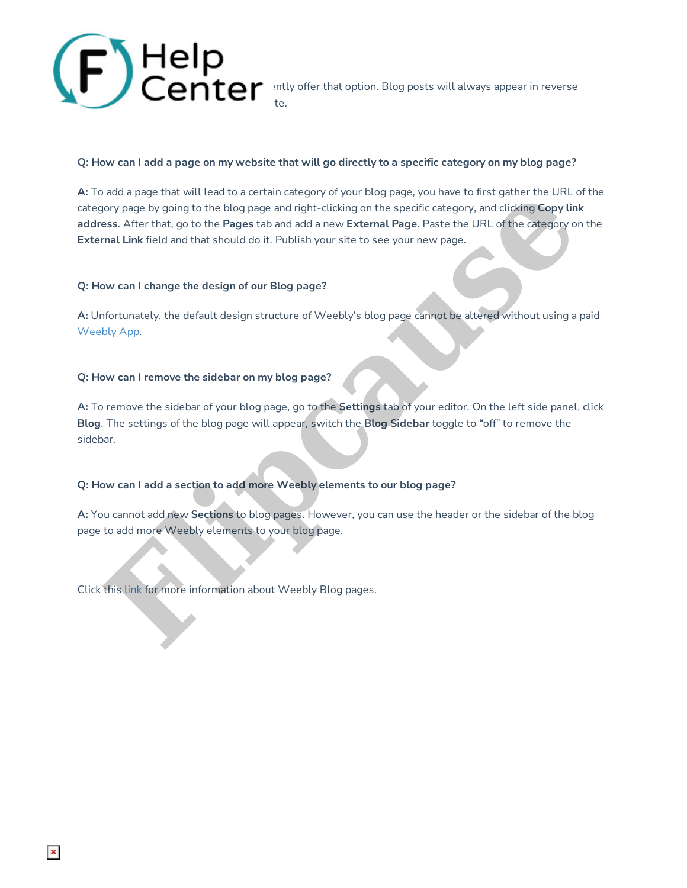ntly offer that option. Blog posts will always appear in reverse te.

**Q: How can I add a page on my website that will go directly to a specific category on my blog page?**

**A:** To add a page that will lead to a certain category of your blog page, you have to first gather the URL of the category page by going to the blog page and right-clicking on the specific category, and clicking **Copy link address**. After that, go to the **Pages** tab and add a new **External Page**. Paste the URL of the category on the **External Link** field and that should do it. Publish your site to see your new page.

**Q: How can I change the design of our Blog page?**

**A:** Unfortunately, the default design structure of Weebly's blog page cannot be altered without using a paid Weebly App.

**Q: How can I remove the sidebar on my blog page?**

**A:** To remove the sidebar of your blog page, go to the **Settings** tab of your editor. On the left side panel, click **Blog**. The settings of the blog page will appear, switch the **Blog Sidebar** toggle to "off" to remove the sidebar.

**Q: How can I add a section to add more Weebly elements to our blog page?**

**A:** You cannot add new **Sections** to blog pages. However, you can use the header or the sidebar of the blog page to add more Weebly elements to your blog page.

Click this link for more information about Weebly Blog pages.